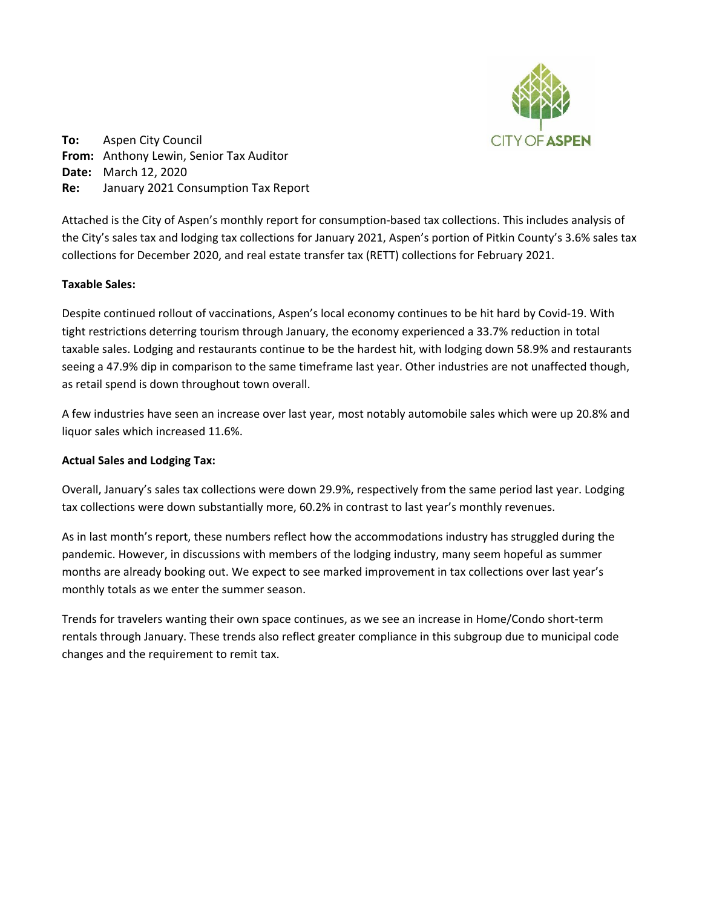**To:** Aspen City Council
**From:** Anthony Lewin, Senior Tax Auditor
**Date:** March 12, 2020
**Re:** January 2021 Consumption Tax Report

Attached is the City of Aspen's monthly report for consumption-based tax collections. This includes analysis of the City's sales tax and lodging tax collections for January 2021, Aspen's portion of Pitkin County's 3.6% sales tax collections for December 2020, and real estate transfer tax (RETT) collections for February 2021.

**Taxable Sales:**

Despite continued rollout of vaccinations, Aspen's local economy continues to be hit hard by Covid-19. With tight restrictions deterring tourism through January, the economy experienced a 33.7% reduction in total taxable sales. Lodging and restaurants continue to be the hardest hit, with lodging down 58.9% and restaurants seeing a 47.9% dip in comparison to the same timeframe last year. Other industries are not unaffected though, as retail spend is down throughout town overall.

A few industries have seen an increase over last year, most notably automobile sales which were up 20.8% and liquor sales which increased 11.6%.

**Actual Sales and Lodging Tax:**

Overall, January's sales tax collections were down 29.9%, respectively from the same period last year. Lodging tax collections were down substantially more, 60.2% in contrast to last year's monthly revenues.

As in last month's report, these numbers reflect how the accommodations industry has struggled during the pandemic. However, in discussions with members of the lodging industry, many seem hopeful as summer months are already booking out. We expect to see marked improvement in tax collections over last year's monthly totals as we enter the summer season.

Trends for travelers wanting their own space continues, as we see an increase in Home/Condo short-term rentals through January. These trends also reflect greater compliance in this subgroup due to municipal code changes and the requirement to remit tax.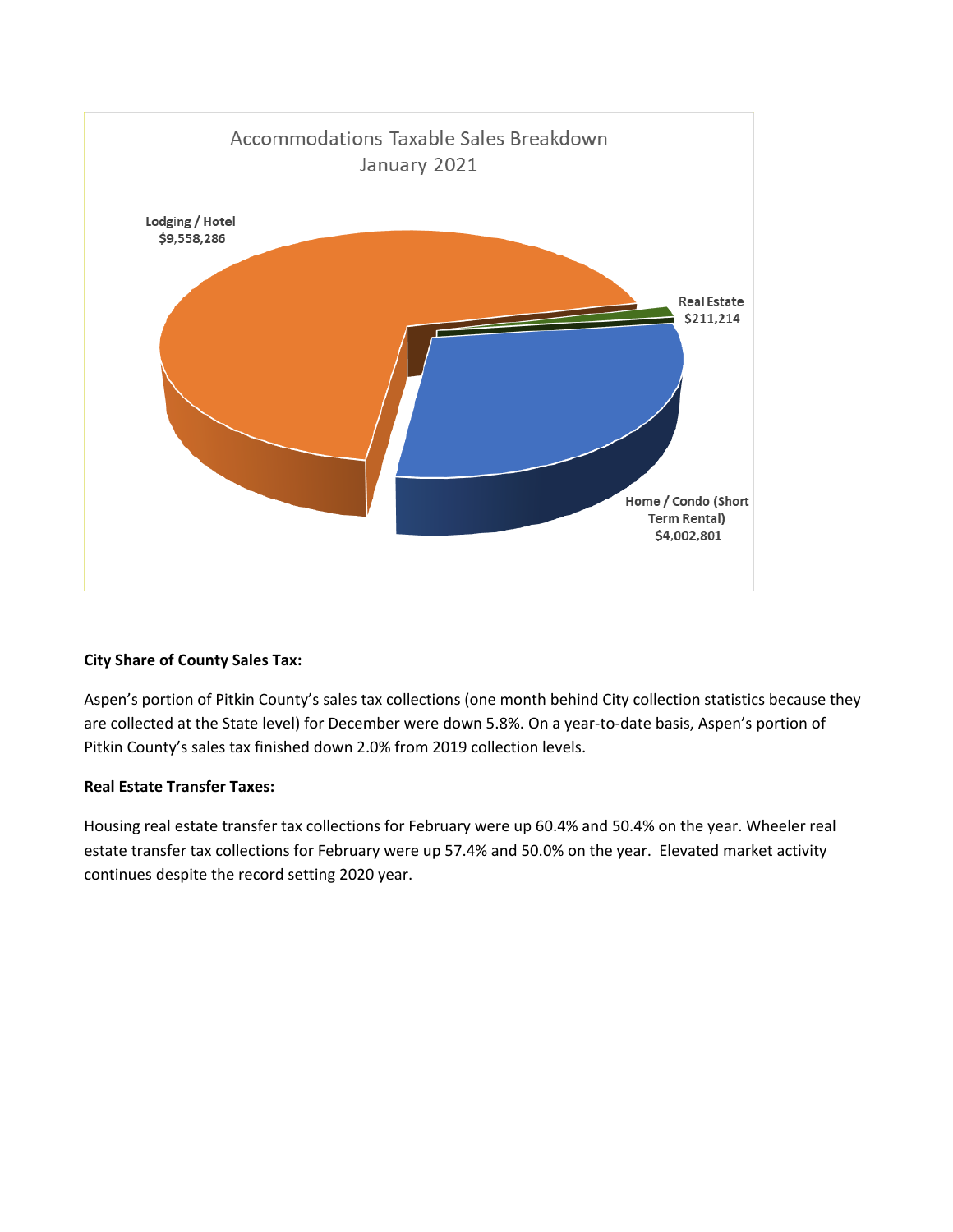Accommodations Taxable Sales Breakdown
January 2021

Lodging / Hotel
$9,558,286

Real Estate
$211,214

Home / Condo (Short Term Rental)
$4,002,801

**City Share of County Sales Tax:**

Aspen's portion of Pitkin County's sales tax collections (one month behind City collection statistics because they are collected at the State level) for December were down 5.8%. On a year-to-date basis, Aspen's portion of Pitkin County's sales tax finished down 2.0% from 2019 collection levels.

**Real Estate Transfer Taxes:**

Housing real estate transfer tax collections for February were up 60.4% and 50.4% on the year. Wheeler real estate transfer tax collections for February were up 57.4% and 50.0% on the year. Elevated market activity continues despite the record setting 2020 year.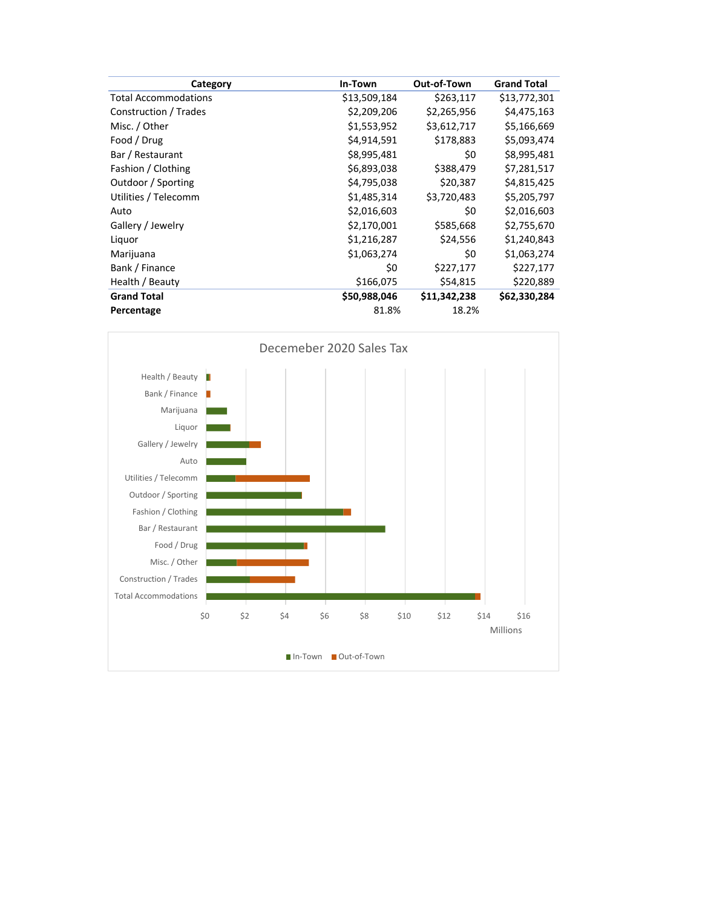| Category | In-Town | Out-of-Town | Grand Total |
|---|---|---|---|
| Total Accommodations | $13,509,184 | $263,117 | $13,772,301 |
| Construction / Trades | $2,209,206 | $2,265,956 | $4,475,163 |
| Misc. / Other | $1,553,952 | $3,612,717 | $5,166,669 |
| Food / Drug | $4,914,591 | $178,883 | $5,093,474 |
| Bar / Restaurant | $8,995,481 | $0 | $8,995,481 |
| Fashion / Clothing | $6,893,038 | $388,479 | $7,281,517 |
| Outdoor / Sporting | $4,795,038 | $20,387 | $4,815,425 |
| Utilities / Telecomm | $1,485,314 | $3,720,483 | $5,205,797 |
| Auto | $2,016,603 | $0 | $2,016,603 |
| Gallery / Jewelry | $2,170,001 | $585,668 | $2,755,670 |
| Liquor | $1,216,287 | $24,556 | $1,240,843 |
| Marijuana | $1,063,274 | $0 | $1,063,274 |
| Bank / Finance | $0 | $227,177 | $227,177 |
| Health / Beauty | $166,075 | $54,815 | $220,889 |
| **Grand Total** | **$50,988,046** | **$11,342,238** | **$62,330,284** |
| **Percentage** | 81.8% | 18.2% | |

Decemeber 2020 Sales Tax

| Category | In-Town | Out-of-Town |
|---|---|---|
| Health / Beauty | | |
| Bank / Finance | | |
| Marijuana | | |
| Liquor | | |
| Gallery / Jewelry | | |
| Auto | | |
| Utilities / Telecomm | | |
| Outdoor / Sporting | | |
| Fashion / Clothing | | |
| Bar / Restaurant | | |
| Food / Drug | | |
| Misc. / Other | | |
| Construction / Trades | | |
| Total Accommodations | | |

$0 $2 $4 $6 $8 $10 $12 $14 $16

Millions

In-Town ■ Out-of-Town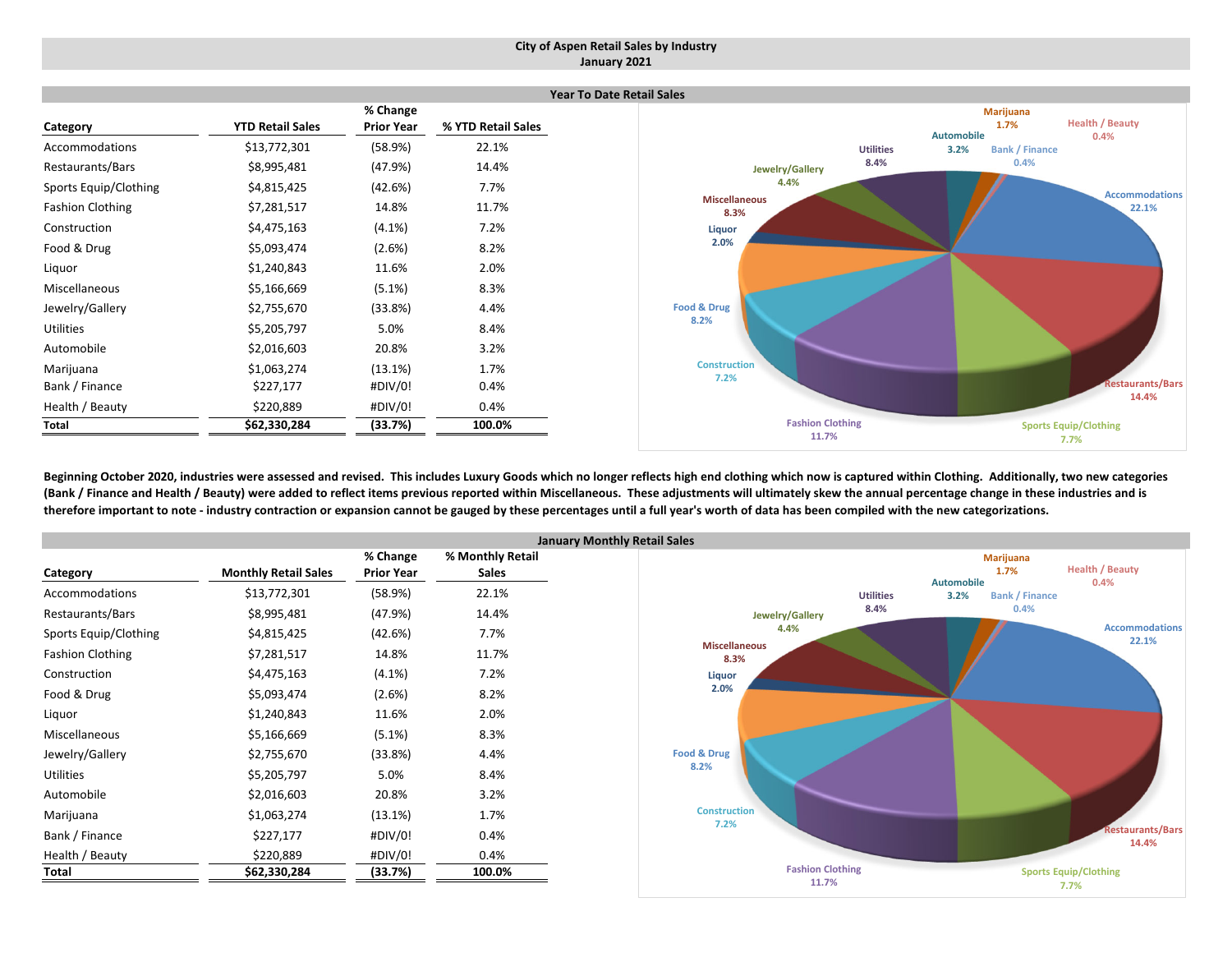# City of Aspen Retail Sales by Industry
## January 2021

### Year To Date Retail Sales

| Category | YTD Retail Sales | % Change Prior Year | % YTD Retail Sales |
|---|---|---|---|
| Accommodations | $13,772,301 | (58.9%) | 22.1% |
| Restaurants/Bars | $8,995,481 | (47.9%) | 14.4% |
| Sports Equip/Clothing | $4,815,425 | (42.6%) | 7.7% |
| Fashion Clothing | $7,281,517 | 14.8% | 11.7% |
| Construction | $4,475,163 | (4.1%) | 7.2% |
| Food & Drug | $5,093,474 | (2.6%) | 8.2% |
| Liquor | $1,240,843 | 11.6% | 2.0% |
| Miscellaneous | $5,166,669 | (5.1%) | 8.3% |
| Jewelry/Gallery | $2,755,670 | (33.8%) | 4.4% |
| Utilities | $5,205,797 | 5.0% | 8.4% |
| Automobile | $2,016,603 | 20.8% | 3.2% |
| Marijuana | $1,063,274 | (13.1%) | 1.7% |
| Bank / Finance | $227,177 | #DIV/0! | 0.4% |
| Health / Beauty | $220,889 | #DIV/0! | 0.4% |
| **Total** | **$62,330,284** | **(33.7%)** | **100.0%** |

**Beginning October 2020, industries were assessed and revised. This includes Luxury Goods which no longer reflects high end clothing which now is captured within Clothing. Additionally, two new categories (Bank / Finance and Health / Beauty) were added to reflect items previous reported within Miscellaneous. These adjustments will ultimately skew the annual percentage change in these industries and is therefore important to note - industry contraction or expansion cannot be gauged by these percentages until a full year's worth of data has been compiled with the new categorizations.**

### January Monthly Retail Sales

| Category | Monthly Retail Sales | % Change Prior Year | % Monthly Retail Sales |
|---|---|---|---|
| Accommodations | $13,772,301 | (58.9%) | 22.1% |
| Restaurants/Bars | $8,995,481 | (47.9%) | 14.4% |
| Sports Equip/Clothing | $4,815,425 | (42.6%) | 7.7% |
| Fashion Clothing | $7,281,517 | 14.8% | 11.7% |
| Construction | $4,475,163 | (4.1%) | 7.2% |
| Food & Drug | $5,093,474 | (2.6%) | 8.2% |
| Liquor | $1,240,843 | 11.6% | 2.0% |
| Miscellaneous | $5,166,669 | (5.1%) | 8.3% |
| Jewelry/Gallery | $2,755,670 | (33.8%) | 4.4% |
| Utilities | $5,205,797 | 5.0% | 8.4% |
| Automobile | $2,016,603 | 20.8% | 3.2% |
| Marijuana | $1,063,274 | (13.1%) | 1.7% |
| Bank / Finance | $227,177 | #DIV/0! | 0.4% |
| Health / Beauty | $220,889 | #DIV/0! | 0.4% |
| **Total** | **$62,330,284** | **(33.7%)** | **100.0%** |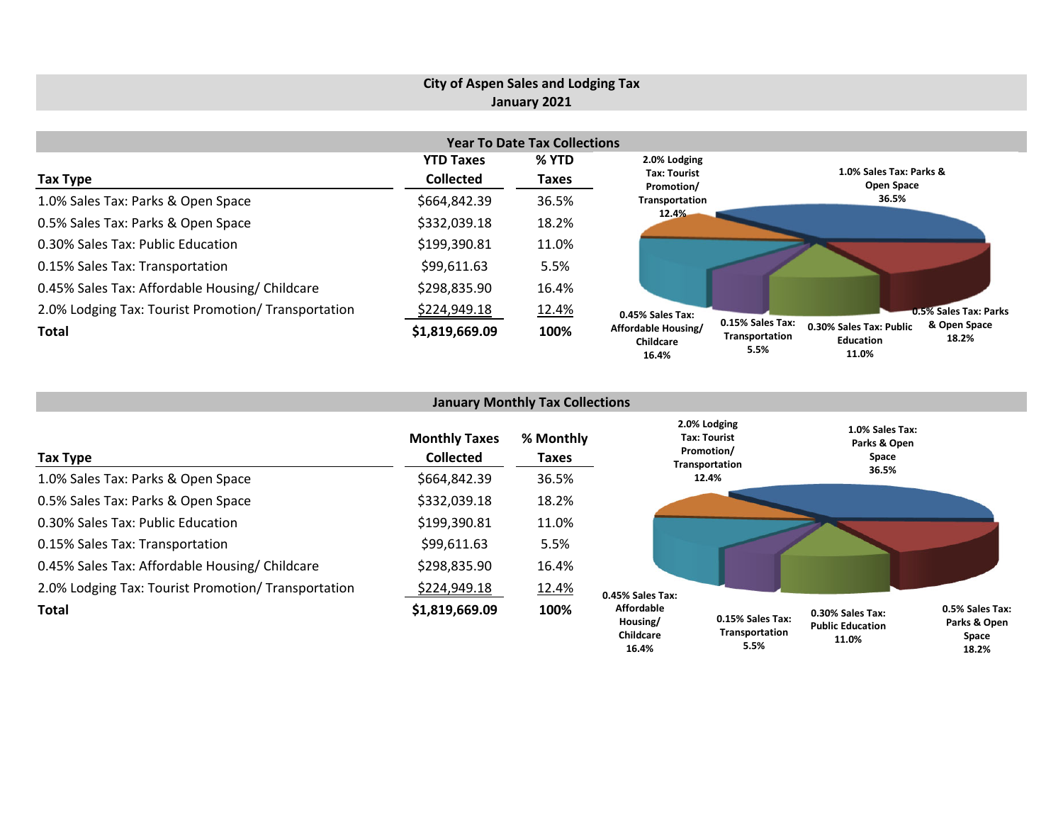# City of Aspen Sales and Lodging Tax
## January 2021

### Year To Date Tax Collections

| Tax Type | YTD Taxes Collected | % YTD Taxes |
|---|---|---|
| 1.0% Sales Tax: Parks & Open Space | $664,842.39 | 36.5% |
| 0.5% Sales Tax: Parks & Open Space | $332,039.18 | 18.2% |
| 0.30% Sales Tax: Public Education | $199,390.81 | 11.0% |
| 0.15% Sales Tax: Transportation | $99,611.63 | 5.5% |
| 0.45% Sales Tax: Affordable Housing/ Childcare | $298,835.90 | 16.4% |
| 2.0% Lodging Tax: Tourist Promotion/ Transportation | $224,949.18 | 12.4% |
| **Total** | **$1,819,669.09** | **100%** |

2.0% Lodging Tax: Tourist Promotion/ Transportation 12.4%
1.0% Sales Tax: Parks & Open Space 36.5%
0.45% Sales Tax: Affordable Housing/ Childcare 16.4%
0.15% Sales Tax: Transportation 5.5%
0.30% Sales Tax: Public Education 11.0%
0.5% Sales Tax: Parks & Open Space 18.2%

### January Monthly Tax Collections

| Tax Type | Monthly Taxes Collected | % Monthly Taxes |
|---|---|---|
| 1.0% Sales Tax: Parks & Open Space | $664,842.39 | 36.5% |
| 0.5% Sales Tax: Parks & Open Space | $332,039.18 | 18.2% |
| 0.30% Sales Tax: Public Education | $199,390.81 | 11.0% |
| 0.15% Sales Tax: Transportation | $99,611.63 | 5.5% |
| 0.45% Sales Tax: Affordable Housing/ Childcare | $298,835.90 | 16.4% |
| 2.0% Lodging Tax: Tourist Promotion/ Transportation | $224,949.18 | 12.4% |
| **Total** | **$1,819,669.09** | **100%** |

2.0% Lodging Tax: Tourist Promotion/ Transportation 12.4%
1.0% Sales Tax: Parks & Open Space 36.5%
0.45% Sales Tax: Affordable Housing/ Childcare 16.4%
0.15% Sales Tax: Transportation 5.5%
0.30% Sales Tax: Public Education 11.0%
0.5% Sales Tax: Parks & Open Space 18.2%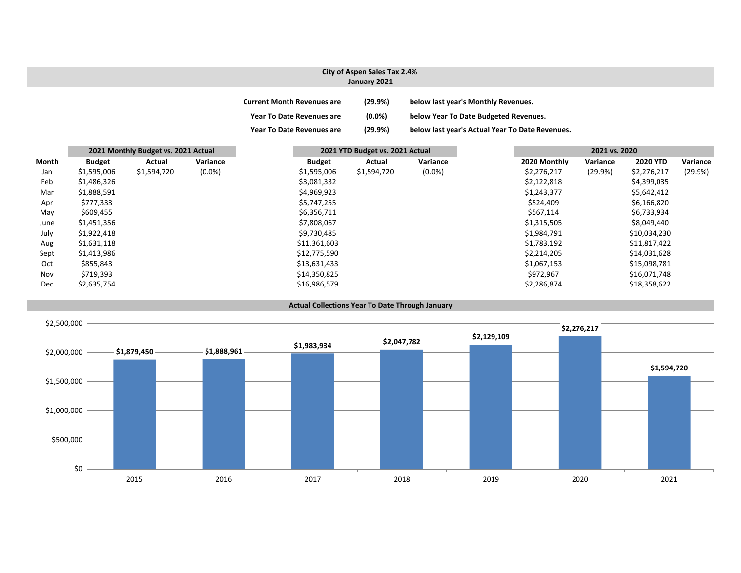## City of Aspen Sales Tax 2.4%
## January 2021

**Current Month Revenues are** **(29.9%)** **below last year's Monthly Revenues.**

**Year To Date Revenues are** **(0.0%)** **below Year To Date Budgeted Revenues.**

**Year To Date Revenues are** **(29.9%)** **below last year's Actual Year To Date Revenues.**

| | 2021 Monthly Budget vs. 2021 Actual | | | 2021 YTD Budget vs. 2021 Actual | | | 2021 vs. 2020 | | | |
|---|---|---|---|---|---|---|---|---|---|---|
| **Month** | **Budget** | **Actual** | **Variance** | **Budget** | **Actual** | **Variance** | **2020 Monthly** | **Variance** | **2020 YTD** | **Variance** |
| Jan | $1,595,006 | $1,594,720 | (0.0%) | $1,595,006 | $1,594,720 | (0.0%) | $2,276,217 | (29.9%) | $2,276,217 | (29.9%) |
| Feb | $1,486,326 | | | $3,081,332 | | | $2,122,818 | | $4,399,035 | |
| Mar | $1,888,591 | | | $4,969,923 | | | $1,243,377 | | $5,642,412 | |
| Apr | $777,333 | | | $5,747,255 | | | $524,409 | | $6,166,820 | |
| May | $609,455 | | | $6,356,711 | | | $567,114 | | $6,733,934 | |
| June | $1,451,356 | | | $7,808,067 | | | $1,315,505 | | $8,049,440 | |
| July | $1,922,418 | | | $9,730,485 | | | $1,984,791 | | $10,034,230 | |
| Aug | $1,631,118 | | | $11,361,603 | | | $1,783,192 | | $11,817,422 | |
| Sept | $1,413,986 | | | $12,775,590 | | | $2,214,205 | | $14,031,628 | |
| Oct | $855,843 | | | $13,631,433 | | | $1,067,153 | | $15,098,781 | |
| Nov | $719,393 | | | $14,350,825 | | | $972,967 | | $16,071,748 | |
| Dec | $2,635,754 | | | $16,986,579 | | | $2,286,874 | | $18,358,622 | |

### Actual Collections Year To Date Through January

| Year | Collections |
|---|---|
| 2015 | $1,879,450 |
| 2016 | $1,888,961 |
| 2017 | $1,983,934 |
| 2018 | $2,047,782 |
| 2019 | $2,129,109 |
| 2020 | $2,276,217 |
| 2021 | $1,594,720 |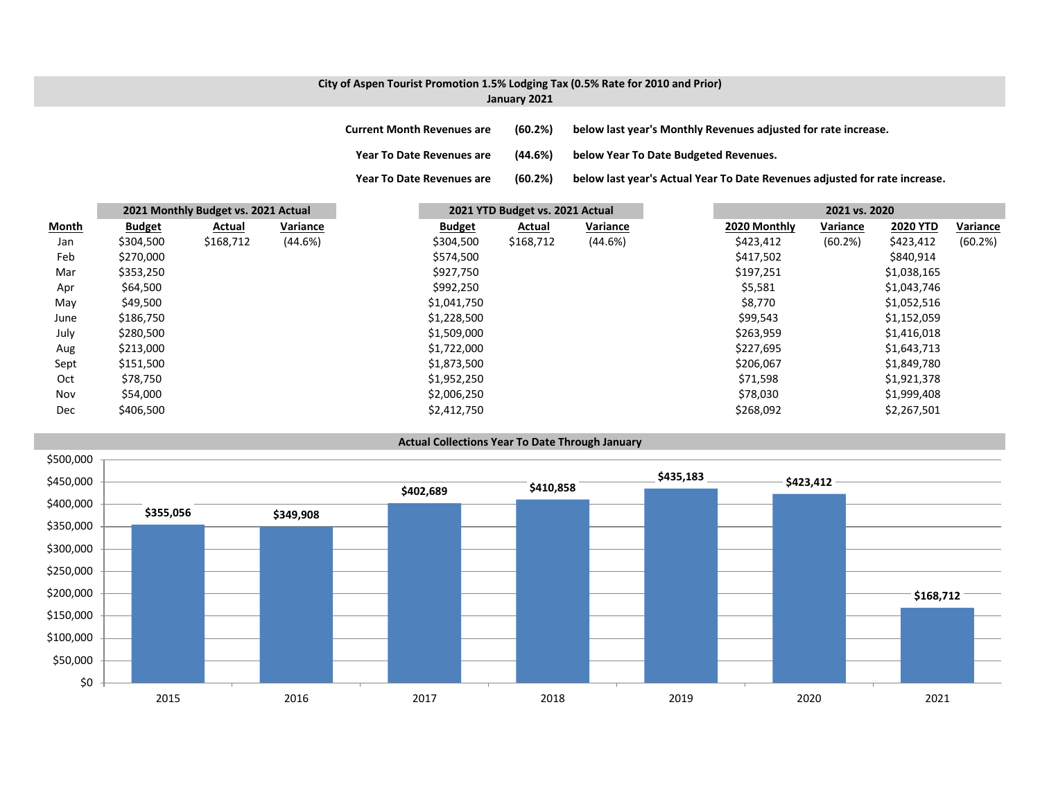**City of Aspen Tourist Promotion 1.5% Lodging Tax (0.5% Rate for 2010 and Prior)**
**January 2021**

**Current Month Revenues are (60.2%) below last year's Monthly Revenues adjusted for rate increase.**

**Year To Date Revenues are (44.6%) below Year To Date Budgeted Revenues.**

**Year To Date Revenues are (60.2%) below last year's Actual Year To Date Revenues adjusted for rate increase.**

| | 2021 Monthly Budget vs. 2021 Actual | | | 2021 YTD Budget vs. 2021 Actual | | | 2021 vs. 2020 | | | |
|---|---|---|---|---|---|---|---|---|---|---|
| **Month** | **Budget** | **Actual** | **Variance** | **Budget** | **Actual** | **Variance** | **2020 Monthly** | **Variance** | **2020 YTD** | **Variance** |
| Jan | $304,500 | $168,712 | (44.6%) | $304,500 | $168,712 | (44.6%) | $423,412 | (60.2%) | $423,412 | (60.2%) |
| Feb | $270,000 | | | $574,500 | | | $417,502 | | $840,914 | |
| Mar | $353,250 | | | $927,750 | | | $197,251 | | $1,038,165 | |
| Apr | $64,500 | | | $992,250 | | | $5,581 | | $1,043,746 | |
| May | $49,500 | | | $1,041,750 | | | $8,770 | | $1,052,516 | |
| June | $186,750 | | | $1,228,500 | | | $99,543 | | $1,152,059 | |
| July | $280,500 | | | $1,509,000 | | | $263,959 | | $1,416,018 | |
| Aug | $213,000 | | | $1,722,000 | | | $227,695 | | $1,643,713 | |
| Sept | $151,500 | | | $1,873,500 | | | $206,067 | | $1,849,780 | |
| Oct | $78,750 | | | $1,952,250 | | | $71,598 | | $1,921,378 | |
| Nov | $54,000 | | | $2,006,250 | | | $78,030 | | $1,999,408 | |
| Dec | $406,500 | | | $2,412,750 | | | $268,092 | | $2,267,501 | |

**Actual Collections Year To Date Through January**

| Year | Amount |
|---|---|
| 2015 | $355,056 |
| 2016 | $349,908 |
| 2017 | $402,689 |
| 2018 | $410,858 |
| 2019 | $435,183 |
| 2020 | $423,412 |
| 2021 | $168,712 |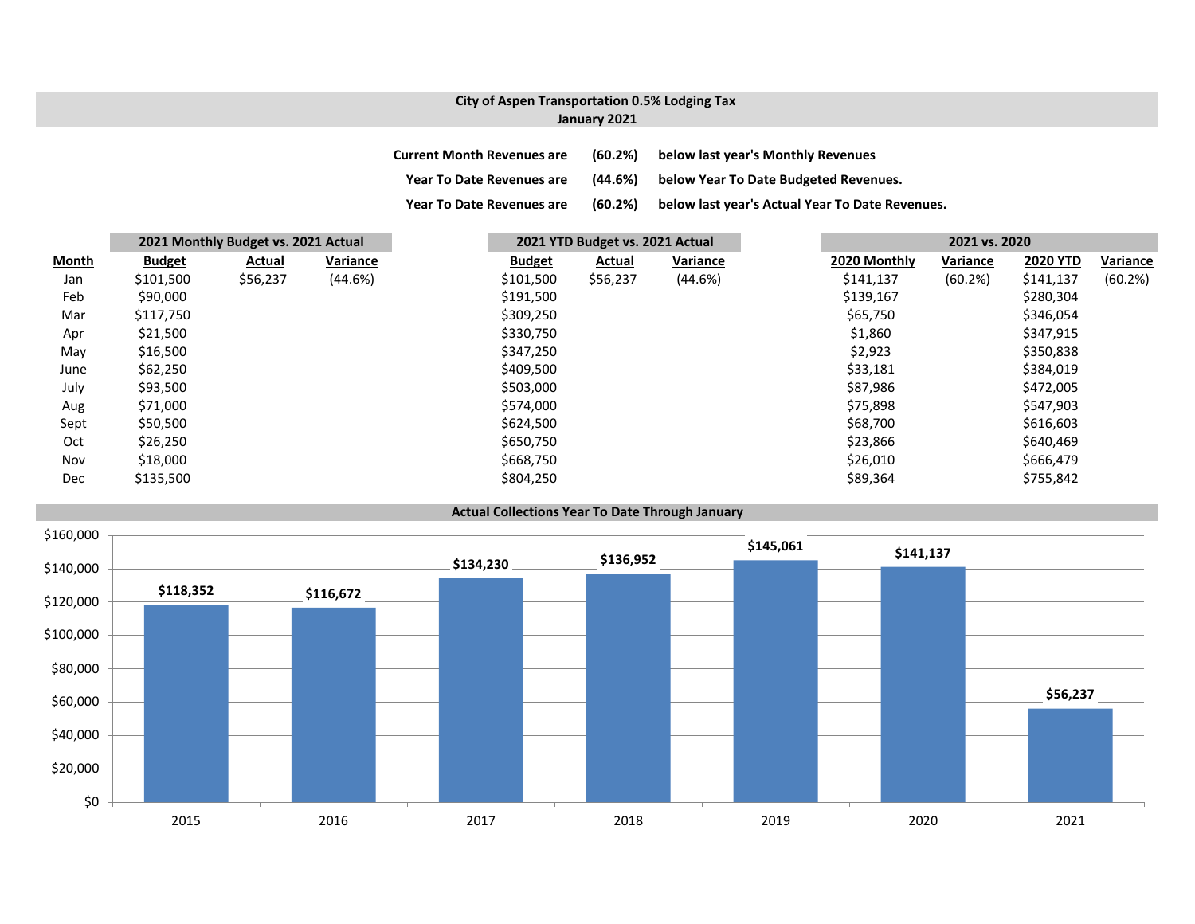## City of Aspen Transportation 0.5% Lodging Tax
## January 2021

**Current Month Revenues are (60.2%) below last year's Monthly Revenues**

**Year To Date Revenues are (44.6%) below Year To Date Budgeted Revenues.**

**Year To Date Revenues are (60.2%) below last year's Actual Year To Date Revenues.**

| | 2021 Monthly Budget vs. 2021 Actual | | | 2021 YTD Budget vs. 2021 Actual | | | 2021 vs. 2020 | | | |
|---|---|---|---|---|---|---|---|---|---|---|
| **Month** | **Budget** | **Actual** | **Variance** | **Budget** | **Actual** | **Variance** | **2020 Monthly** | **Variance** | **2020 YTD** | **Variance** |
| Jan | $101,500 | $56,237 | (44.6%) | $101,500 | $56,237 | (44.6%) | $141,137 | (60.2%) | $141,137 | (60.2%) |
| Feb | $90,000 | | | $191,500 | | | $139,167 | | $280,304 | |
| Mar | $117,750 | | | $309,250 | | | $65,750 | | $346,054 | |
| Apr | $21,500 | | | $330,750 | | | $1,860 | | $347,915 | |
| May | $16,500 | | | $347,250 | | | $2,923 | | $350,838 | |
| June | $62,250 | | | $409,500 | | | $33,181 | | $384,019 | |
| July | $93,500 | | | $503,000 | | | $87,986 | | $472,005 | |
| Aug | $71,000 | | | $574,000 | | | $75,898 | | $547,903 | |
| Sept | $50,500 | | | $624,500 | | | $68,700 | | $616,603 | |
| Oct | $26,250 | | | $650,750 | | | $23,866 | | $640,469 | |
| Nov | $18,000 | | | $668,750 | | | $26,010 | | $666,479 | |
| Dec | $135,500 | | | $804,250 | | | $89,364 | | $755,842 | |

**Actual Collections Year To Date Through January**

| Year | Amount |
|---|---|
| 2015 | $118,352 |
| 2016 | $116,672 |
| 2017 | $134,230 |
| 2018 | $136,952 |
| 2019 | $145,061 |
| 2020 | $141,137 |
| 2021 | $56,237 |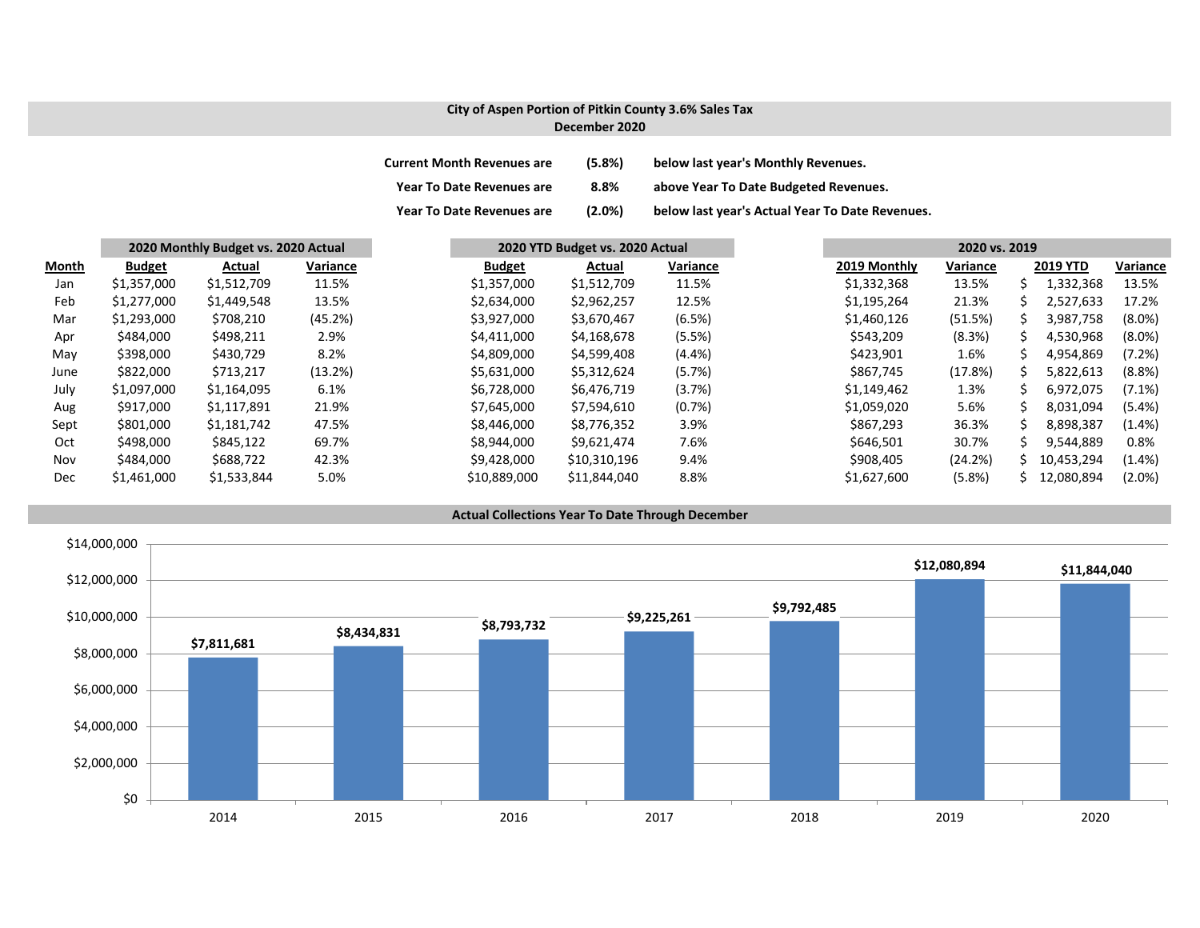## City of Aspen Portion of Pitkin County 3.6% Sales Tax
## December 2020

| | | |
|---|---|---|
| Current Month Revenues are | (5.8%) | below last year's Monthly Revenues. |
| Year To Date Revenues are | 8.8% | above Year To Date Budgeted Revenues. |
| Year To Date Revenues are | (2.0%) | below last year's Actual Year To Date Revenues. |

| | 2020 Monthly Budget vs. 2020 Actual | | | 2020 YTD Budget vs. 2020 Actual | | | 2020 vs. 2019 | | | |
|---|---|---|---|---|---|---|---|---|---|---|
| Month | Budget | Actual | Variance | Budget | Actual | Variance | 2019 Monthly | Variance | 2019 YTD | Variance |
| Jan | $1,357,000 | $1,512,709 | 11.5% | $1,357,000 | $1,512,709 | 11.5% | $1,332,368 | 13.5% | $ 1,332,368 | 13.5% |
| Feb | $1,277,000 | $1,449,548 | 13.5% | $2,634,000 | $2,962,257 | 12.5% | $1,195,264 | 21.3% | $ 2,527,633 | 17.2% |
| Mar | $1,293,000 | $708,210 | (45.2%) | $3,927,000 | $3,670,467 | (6.5%) | $1,460,126 | (51.5%) | $ 3,987,758 | (8.0%) |
| Apr | $484,000 | $498,211 | 2.9% | $4,411,000 | $4,168,678 | (5.5%) | $543,209 | (8.3%) | $ 4,530,968 | (8.0%) |
| May | $398,000 | $430,729 | 8.2% | $4,809,000 | $4,599,408 | (4.4%) | $423,901 | 1.6% | $ 4,954,869 | (7.2%) |
| June | $822,000 | $713,217 | (13.2%) | $5,631,000 | $5,312,624 | (5.7%) | $867,745 | (17.8%) | $ 5,822,613 | (8.8%) |
| July | $1,097,000 | $1,164,095 | 6.1% | $6,728,000 | $6,476,719 | (3.7%) | $1,149,462 | 1.3% | $ 6,972,075 | (7.1%) |
| Aug | $917,000 | $1,117,891 | 21.9% | $7,645,000 | $7,594,610 | (0.7%) | $1,059,020 | 5.6% | $ 8,031,094 | (5.4%) |
| Sept | $801,000 | $1,181,742 | 47.5% | $8,446,000 | $8,776,352 | 3.9% | $867,293 | 36.3% | $ 8,898,387 | (1.4%) |
| Oct | $498,000 | $845,122 | 69.7% | $8,944,000 | $9,621,474 | 7.6% | $646,501 | 30.7% | $ 9,544,889 | 0.8% |
| Nov | $484,000 | $688,722 | 42.3% | $9,428,000 | $10,310,196 | 9.4% | $908,405 | (24.2%) | $ 10,453,294 | (1.4%) |
| Dec | $1,461,000 | $1,533,844 | 5.0% | $10,889,000 | $11,844,040 | 8.8% | $1,627,600 | (5.8%) | $ 12,080,894 | (2.0%) |

### Actual Collections Year To Date Through December

| Year | Collections |
|---|---|
| 2014 | $7,811,681 |
| 2015 | $8,434,831 |
| 2016 | $8,793,732 |
| 2017 | $9,225,261 |
| 2018 | $9,792,485 |
| 2019 | $12,080,894 |
| 2020 | $11,844,040 |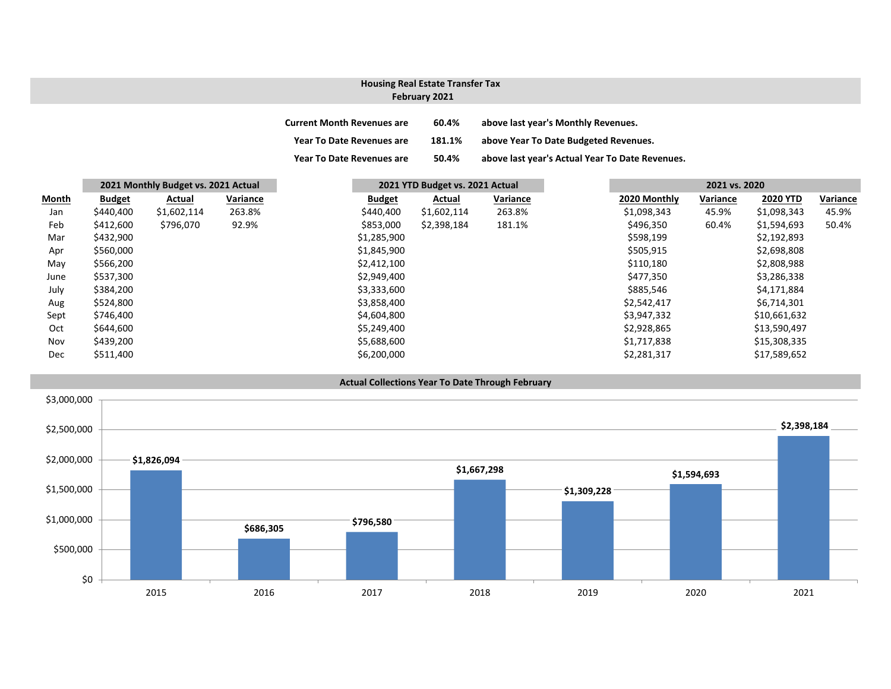# Housing Real Estate Transfer Tax
## February 2021

Current Month Revenues are **60.4%** above last year's Monthly Revenues.

Year To Date Revenues are **181.1%** above Year To Date Budgeted Revenues.

Year To Date Revenues are **50.4%** above last year's Actual Year To Date Revenues.

| | 2021 Monthly Budget vs. 2021 Actual | | | 2021 YTD Budget vs. 2021 Actual | | | 2021 vs. 2020 | | | |
|---|---|---|---|---|---|---|---|---|---|---|
| **Month** | **Budget** | **Actual** | **Variance** | **Budget** | **Actual** | **Variance** | **2020 Monthly** | **Variance** | **2020 YTD** | **Variance** |
| Jan | $440,400 | $1,602,114 | 263.8% | $440,400 | $1,602,114 | 263.8% | $1,098,343 | 45.9% | $1,098,343 | 45.9% |
| Feb | $412,600 | $796,070 | 92.9% | $853,000 | $2,398,184 | 181.1% | $496,350 | 60.4% | $1,594,693 | 50.4% |
| Mar | $432,900 | | | $1,285,900 | | | $598,199 | | $2,192,893 | |
| Apr | $560,000 | | | $1,845,900 | | | $505,915 | | $2,698,808 | |
| May | $566,200 | | | $2,412,100 | | | $110,180 | | $2,808,988 | |
| June | $537,300 | | | $2,949,400 | | | $477,350 | | $3,286,338 | |
| July | $384,200 | | | $3,333,600 | | | $885,546 | | $4,171,884 | |
| Aug | $524,800 | | | $3,858,400 | | | $2,542,417 | | $6,714,301 | |
| Sept | $746,400 | | | $4,604,800 | | | $3,947,332 | | $10,661,632 | |
| Oct | $644,600 | | | $5,249,400 | | | $2,928,865 | | $13,590,497 | |
| Nov | $439,200 | | | $5,688,600 | | | $1,717,838 | | $15,308,335 | |
| Dec | $511,400 | | | $6,200,000 | | | $2,281,317 | | $17,589,652 | |

## Actual Collections Year To Date Through February

| Year | Amount |
|---|---|
| 2015 | $1,826,094 |
| 2016 | $686,305 |
| 2017 | $796,580 |
| 2018 | $1,667,298 |
| 2019 | $1,309,228 |
| 2020 | $1,594,693 |
| 2021 | $2,398,184 |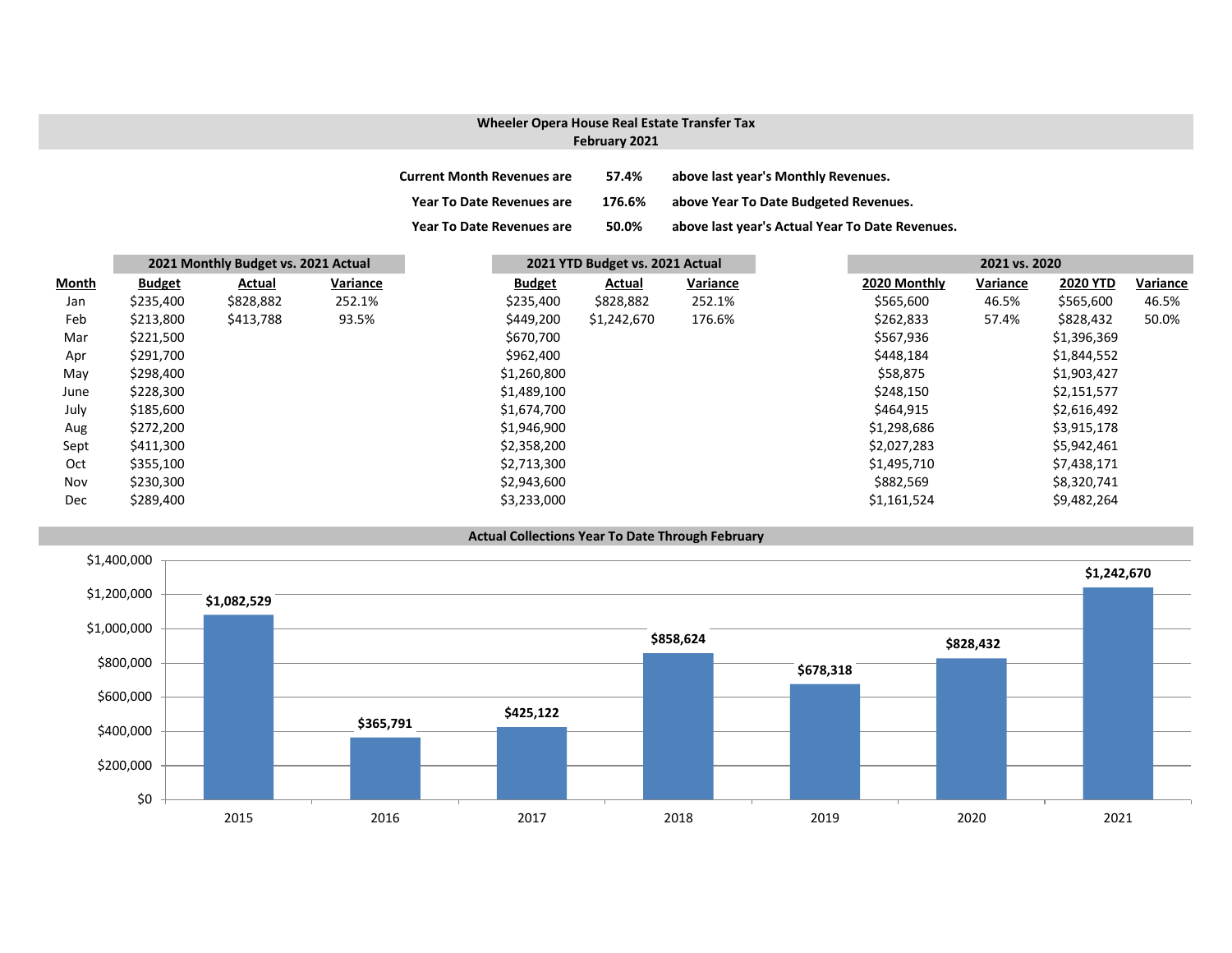# Wheeler Opera House Real Estate Transfer Tax
## February 2021

**Current Month Revenues are 57.4% above last year's Monthly Revenues.**

**Year To Date Revenues are 176.6% above Year To Date Budgeted Revenues.**

**Year To Date Revenues are 50.0% above last year's Actual Year To Date Revenues.**

| | 2021 Monthly Budget vs. 2021 Actual | | | 2021 YTD Budget vs. 2021 Actual | | | 2021 vs. 2020 | | | |
|---|---|---|---|---|---|---|---|---|---|---|
| **Month** | **Budget** | **Actual** | **Variance** | **Budget** | **Actual** | **Variance** | **2020 Monthly** | **Variance** | **2020 YTD** | **Variance** |
| Jan | $235,400 | $828,882 | 252.1% | $235,400 | $828,882 | 252.1% | $565,600 | 46.5% | $565,600 | 46.5% |
| Feb | $213,800 | $413,788 | 93.5% | $449,200 | $1,242,670 | 176.6% | $262,833 | 57.4% | $828,432 | 50.0% |
| Mar | $221,500 | | | $670,700 | | | $567,936 | | $1,396,369 | |
| Apr | $291,700 | | | $962,400 | | | $448,184 | | $1,844,552 | |
| May | $298,400 | | | $1,260,800 | | | $58,875 | | $1,903,427 | |
| June | $228,300 | | | $1,489,100 | | | $248,150 | | $2,151,577 | |
| July | $185,600 | | | $1,674,700 | | | $464,915 | | $2,616,492 | |
| Aug | $272,200 | | | $1,946,900 | | | $1,298,686 | | $3,915,178 | |
| Sept | $411,300 | | | $2,358,200 | | | $2,027,283 | | $5,942,461 | |
| Oct | $355,100 | | | $2,713,300 | | | $1,495,710 | | $7,438,171 | |
| Nov | $230,300 | | | $2,943,600 | | | $882,569 | | $8,320,741 | |
| Dec | $289,400 | | | $3,233,000 | | | $1,161,524 | | $9,482,264 | |

**Actual Collections Year To Date Through February**

$1,400,000
$1,200,000
$1,000,000
$800,000
$600,000
$400,000
$200,000
$0

2015: $1,082,529
2016: $365,791
2017: $425,122
2018: $858,624
2019: $678,318
2020: $828,432
2021: $1,242,670